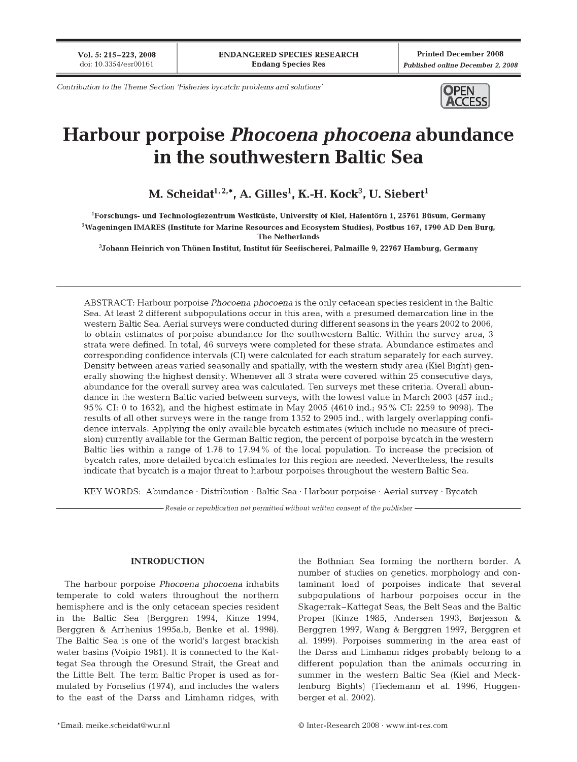Contribution to the Theme Section 'Fisheries bycatch: problems and solutions'

# Harbour porpoise *Phocoena phocoena* abundance in the southwestern Baltic Sea

**M. Scheidat[1,2,*], A. Gilles[1], K.-H. Kock[3], U. Siebert[1]**

[1]Forschungs- und Technologiezentrum Westküste, University of Kiel, Hafentörn 1, 25761 Büsum, Germany

[2]Wageningen IMARES (Institute for Marine Resources and Ecosystem Studies), Postbus 167, 1790 AD Den Burg, The Netherlands

[3]Johann Heinrich von Thünen Institut, Institut für Seefischerei, Palmaille 9, 22767 Hamburg, Germany

ABSTRACT: Harbour porpoise *Phocoena phocoena* is the only cetacean species resident in the Baltic Sea. At least 2 different subpopulations occur in this area, with a presumed demarcation line in the western Baltic Sea. Aerial surveys were conducted during different seasons in the years 2002 to 2006, to obtain estimates of porpoise abundance for the southwestern Baltic. Within the survey area, 3 strata were defined. In total, 46 surveys were completed for these strata. Abundance estimates and corresponding confidence intervals (CI) were calculated for each stratum separately for each survey. Density between areas varied seasonally and spatially, with the western study area (Kiel Bight) generally showing the highest density. Whenever all 3 strata were covered within 25 consecutive days, abundance for the overall survey area was calculated. Ten surveys met these criteria. Overall abundance in the western Baltic varied between surveys, with the lowest value in March 2003 (457 ind.; 95% CI: 0 to 1632), and the highest estimate in May 2005 (4610 ind.; 95% CI: 2259 to 9098). The results of all other surveys were in the range from 1352 to 2905 ind., with largely overlapping confidence intervals. Applying the only available bycatch estimates (which include no measure of precision) currently available for the German Baltic region, the percent of porpoise bycatch in the western Baltic lies within a range of 1.78 to 17.94% of the local population. To increase the precision of bycatch rates, more detailed bycatch estimates for this region are needed. Nevertheless, the results indicate that bycatch is a major threat to harbour porpoises throughout the western Baltic Sea.

KEY WORDS: Abundance · Distribution · Baltic Sea · Harbour porpoise · Aerial survey · Bycatch

*Resale or republication not permitted without written consent of the publisher*

## INTRODUCTION

The harbour porpoise *Phocoena phocoena* inhabits temperate to cold waters throughout the northern hemisphere and is the only cetacean species resident in the Baltic Sea (Berggren 1994, Kinze 1994, Berggren & Arrhenius 1995a,b, Benke et al. 1998). The Baltic Sea is one of the world's largest brackish water basins (Voipio 1981). It is connected to the Kattegat Sea through the Oresund Strait, the Great and the Little Belt. The term Baltic Proper is used as formulated by Fonselius (1974), and includes the waters to the east of the Darss and Limhamn ridges, with the Bothnian Sea forming the northern border. A number of studies on genetics, morphology and contaminant load of porpoises indicate that several subpopulations of harbour porpoises occur in the Skagerrak–Kattegat Seas, the Belt Seas and the Baltic Proper (Kinze 1985, Andersen 1993, Børjesson & Berggren 1997, Wang & Berggren 1997, Berggren et al. 1999). Porpoises summering in the area east of the Darss and Limhamn ridges probably belong to a different population than the animals occurring in summer in the western Baltic Sea (Kiel and Mecklenburg Bights) (Tiedemann et al. 1996, Huggenberger et al. 2002).

*Email: meike.scheidat@wur.nl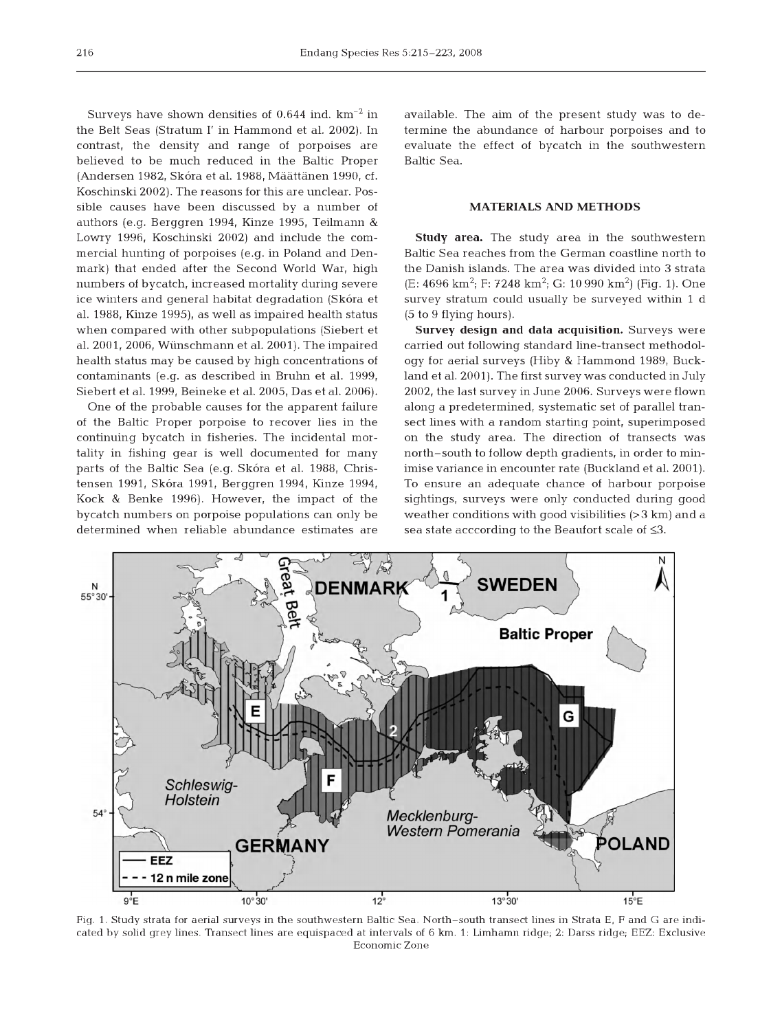Surveys have shown densities of 0.644 ind. $km^{-2}$ in the Belt Seas (Stratum I' in Hammond et al. 2002). In contrast, the density and range of porpoises are believed to be much reduced in the Baltic Proper (Andersen 1982, Skóra et al. 1988, Määttänen 1990, cf. Koschinski 2002). The reasons for this are unclear. Possible causes have been discussed by a number of authors (e.g. Berggren 1994, Kinze 1995, Teilmann & Lowry 1996, Koschinski 2002) and include the commercial hunting of porpoises (e.g. in Poland and Denmark) that ended after the Second World War, high numbers of bycatch, increased mortality during severe ice winters and general habitat degradation (Skóra et al. 1988, Kinze 1995), as well as impaired health status when compared with other subpopulations (Siebert et al. 2001, 2006, Wünschmann et al. 2001). The impaired health status may be caused by high concentrations of contaminants (e.g. as described in Bruhn et al. 1999, Siebert et al. 1999, Beineke et al. 2005, Das et al. 2006).

One of the probable causes for the apparent failure of the Baltic Proper porpoise to recover lies in the continuing bycatch in fisheries. The incidental mortality in fishing gear is well documented for many parts of the Baltic Sea (e.g. Skóra et al. 1988, Christensen 1991, Skóra 1991, Berggren 1994, Kinze 1994, Kock & Benke 1996). However, the impact of the bycatch numbers on porpoise populations can only be determined when reliable abundance estimates are available. The aim of the present study was to determine the abundance of harbour porpoises and to evaluate the effect of bycatch in the southwestern Baltic Sea.

## MATERIALS AND METHODS

**Study area.** The study area in the southwestern Baltic Sea reaches from the German coastline north to the Danish islands. The area was divided into 3 strata (E: 4696 $km^2$; F: 7248 $km^2$; G: 10 990 $km^2$) (Fig. 1). One survey stratum could usually be surveyed within 1 d (5 to 9 flying hours).

**Survey design and data acquisition.** Surveys were carried out following standard line-transect methodology for aerial surveys (Hiby & Hammond 1989, Buckland et al. 2001). The first survey was conducted in July 2002, the last survey in June 2006. Surveys were flown along a predetermined, systematic set of parallel transect lines with a random starting point, superimposed on the study area. The direction of transects was north–south to follow depth gradients, in order to minimise variance in encounter rate (Buckland et al. 2001). To ensure an adequate chance of harbour porpoise sightings, surveys were only conducted during good weather conditions with good visibilities (>3 km) and a sea state acccording to the Beaufort scale of ≤3.

Fig. 1. Study strata for aerial surveys in the southwestern Baltic Sea. North–south transect lines in Strata E, F and G are indicated by solid grey lines. Transect lines are equispaced at intervals of 6 km. 1: Limhamn ridge; 2: Darss ridge; EEZ: Exclusive Economic Zone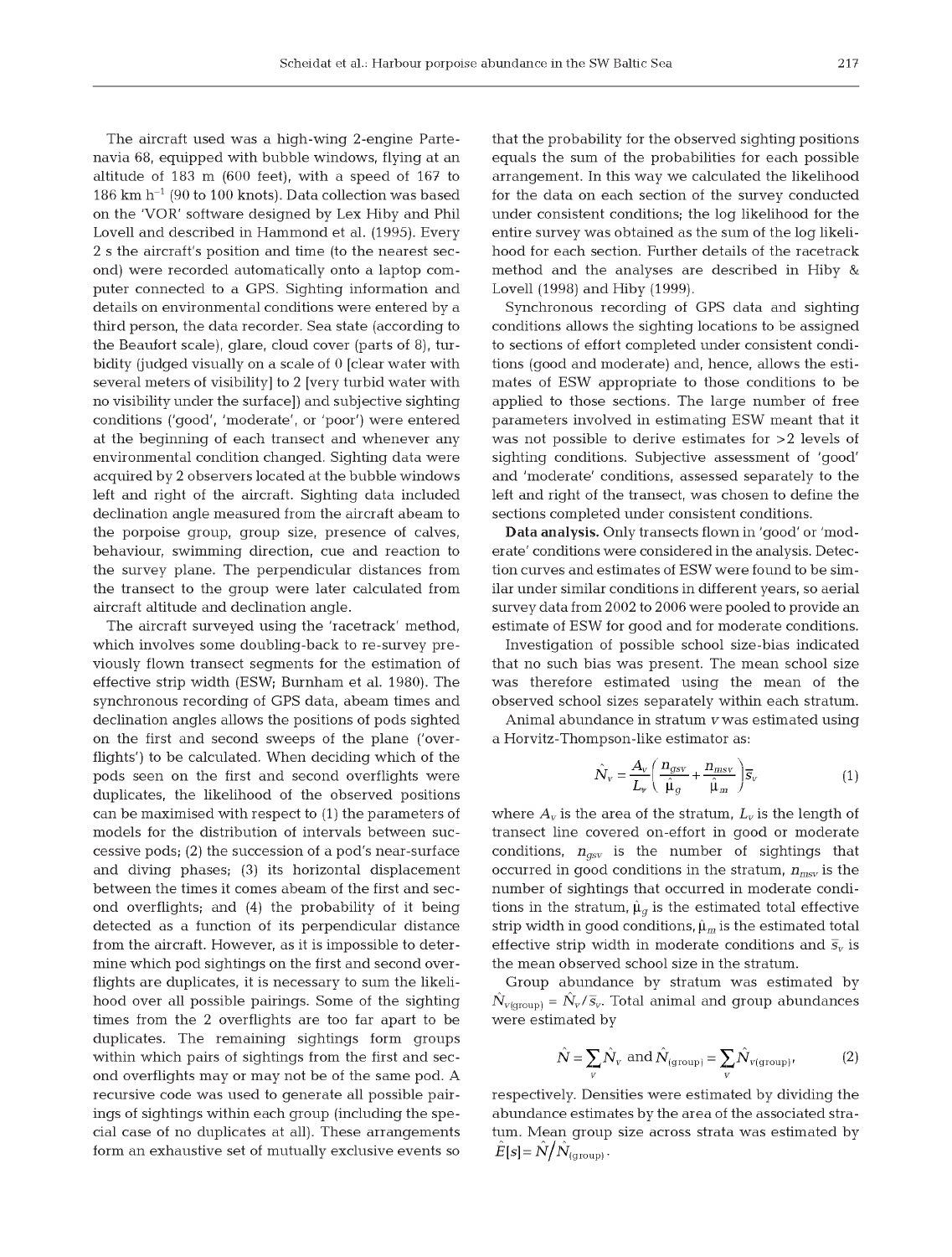The aircraft used was a high-wing 2-engine Partenavia 68, equipped with bubble windows, flying at an altitude of 183 m (600 feet), with a speed of 167 to 186 km $h^{-1}$ (90 to 100 knots). Data collection was based on the 'VOR' software designed by Lex Hiby and Phil Lovell and described in Hammond et al. (1995). Every 2 s the aircraft's position and time (to the nearest second) were recorded automatically onto a laptop computer connected to a GPS. Sighting information and details on environmental conditions were entered by a third person, the data recorder. Sea state (according to the Beaufort scale), glare, cloud cover (parts of 8), turbidity (judged visually on a scale of 0 [clear water with several meters of visibility] to 2 [very turbid water with no visibility under the surface]) and subjective sighting conditions ('good', 'moderate', or 'poor') were entered at the beginning of each transect and whenever any environmental condition changed. Sighting data were acquired by 2 observers located at the bubble windows left and right of the aircraft. Sighting data included declination angle measured from the aircraft abeam to the porpoise group, group size, presence of calves, behaviour, swimming direction, cue and reaction to the survey plane. The perpendicular distances from the transect to the group were later calculated from aircraft altitude and declination angle.

The aircraft surveyed using the 'racetrack' method, which involves some doubling-back to re-survey previously flown transect segments for the estimation of effective strip width (ESW; Burnham et al. 1980). The synchronous recording of GPS data, abeam times and declination angles allows the positions of pods sighted on the first and second sweeps of the plane ('overflights') to be calculated. When deciding which of the pods seen on the first and second overflights were duplicates, the likelihood of the observed positions can be maximised with respect to (1) the parameters of models for the distribution of intervals between successive pods; (2) the succession of a pod's near-surface and diving phases; (3) its horizontal displacement between the times it comes abeam of the first and second overflights; and (4) the probability of it being detected as a function of its perpendicular distance from the aircraft. However, as it is impossible to determine which pod sightings on the first and second overflights are duplicates, it is necessary to sum the likelihood over all possible pairings. Some of the sighting times from the 2 overflights are too far apart to be duplicates. The remaining sightings form groups within which pairs of sightings from the first and second overflights may or may not be of the same pod. A recursive code was used to generate all possible pairings of sightings within each group (including the special case of no duplicates at all). These arrangements form an exhaustive set of mutually exclusive events so that the probability for the observed sighting positions equals the sum of the probabilities for each possible arrangement. In this way we calculated the likelihood for the data on each section of the survey conducted under consistent conditions; the log likelihood for the entire survey was obtained as the sum of the log likelihood for each section. Further details of the racetrack method and the analyses are described in Hiby & Lovell (1998) and Hiby (1999).

Synchronous recording of GPS data and sighting conditions allows the sighting locations to be assigned to sections of effort completed under consistent conditions (good and moderate) and, hence, allows the estimates of ESW appropriate to those conditions to be applied to those sections. The large number of free parameters involved in estimating ESW meant that it was not possible to derive estimates for >2 levels of sighting conditions. Subjective assessment of 'good' and 'moderate' conditions, assessed separately to the left and right of the transect, was chosen to define the sections completed under consistent conditions.

**Data analysis.** Only transects flown in 'good' or 'moderate' conditions were considered in the analysis. Detection curves and estimates of ESW were found to be similar under similar conditions in different years, so aerial survey data from 2002 to 2006 were pooled to provide an estimate of ESW for good and for moderate conditions.

Investigation of possible school size-bias indicated that no such bias was present. The mean school size was therefore estimated using the mean of the observed school sizes separately within each stratum.

Animal abundance in stratum $v$ was estimated using a Horvitz-Thompson-like estimator as:

$$\hat{N}_v = \frac{A_v}{L_v}\left(\frac{n_{gsv}}{\hat{\mu}_g} + \frac{n_{msv}}{\hat{\mu}_m}\right)\bar{s}_v \qquad (1)$$

where $A_v$ is the area of the stratum, $L_v$ is the length of transect line covered on-effort in good or moderate conditions, $n_{gsv}$ is the number of sightings that occurred in good conditions in the stratum, $n_{msv}$ is the number of sightings that occurred in moderate conditions in the stratum, $\hat{\mu}_g$ is the estimated total effective strip width in good conditions, $\hat{\mu}_m$ is the estimated total effective strip width in moderate conditions and $\bar{s}_v$ is the mean observed school size in the stratum.

Group abundance by stratum was estimated by $\hat{N}_{v(\text{group})} = \hat{N}_v/\bar{s}_v$. Total animal and group abundances were estimated by

$$\hat{N} = \sum_v \hat{N}_v \text{ and } \hat{N}_{(\text{group})} = \sum_v \hat{N}_{v(\text{group})}, \qquad (2)$$

respectively. Densities were estimated by dividing the abundance estimates by the area of the associated stratum. Mean group size across strata was estimated by $\hat{E}[s] = \hat{N}/\hat{N}_{(\text{group})}$.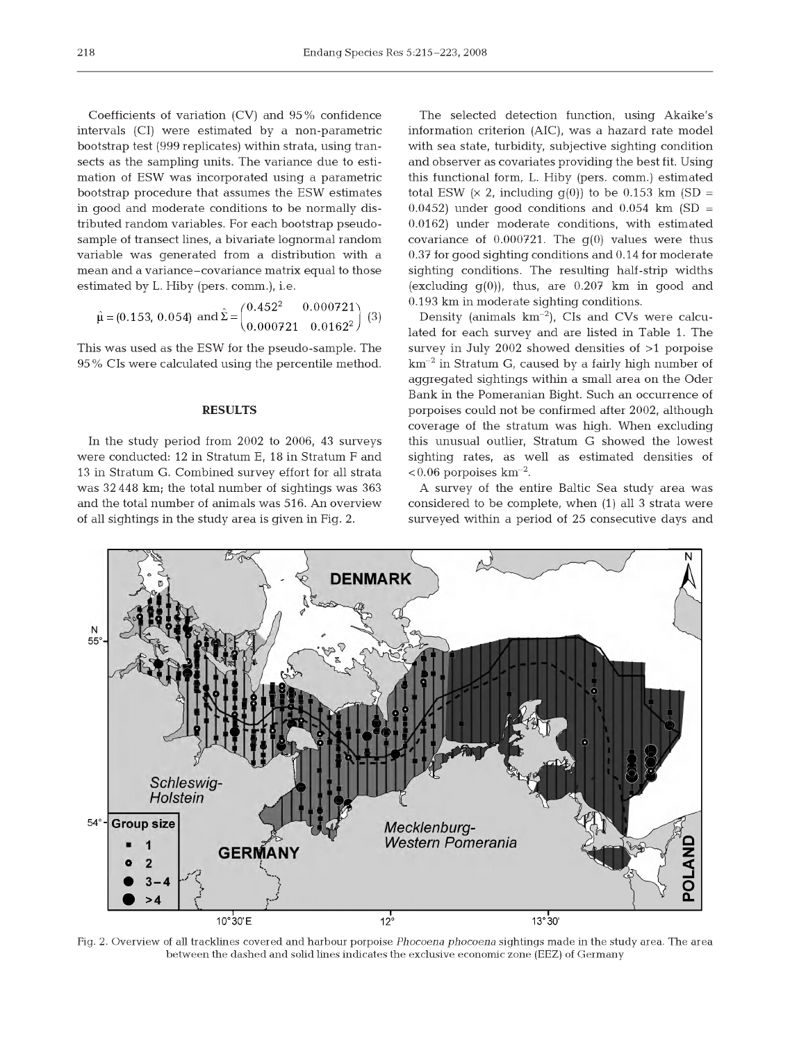Coefficients of variation (CV) and 95% confidence intervals (CI) were estimated by a non-parametric bootstrap test (999 replicates) within strata, using transects as the sampling units. The variance due to estimation of ESW was incorporated using a parametric bootstrap procedure that assumes the ESW estimates in good and moderate conditions to be normally distributed random variables. For each bootstrap pseudo-sample of transect lines, a bivariate lognormal random variable was generated from a distribution with a mean and a variance–covariance matrix equal to those estimated by L. Hiby (pers. comm.), i.e.

$$\hat{\mu} = (0.153,\ 0.054) \text{ and } \hat{\Sigma} = \begin{pmatrix} 0.452^2 & 0.000721 \\ 0.000721 & 0.0162^2 \end{pmatrix} \quad (3)$$

This was used as the ESW for the pseudo-sample. The 95% CIs were calculated using the percentile method.

## RESULTS

In the study period from 2002 to 2006, 43 surveys were conducted: 12 in Stratum E, 18 in Stratum F and 13 in Stratum G. Combined survey effort for all strata was 32 448 km; the total number of sightings was 363 and the total number of animals was 516. An overview of all sightings in the study area is given in Fig. 2.

The selected detection function, using Akaike's information criterion (AIC), was a hazard rate model with sea state, turbidity, subjective sighting condition and observer as covariates providing the best fit. Using this functional form, L. Hiby (pers. comm.) estimated total ESW (× 2, including g(0)) to be 0.153 km (SD = 0.0452) under good conditions and 0.054 km (SD = 0.0162) under moderate conditions, with estimated covariance of 0.000721. The g(0) values were thus 0.37 for good sighting conditions and 0.14 for moderate sighting conditions. The resulting half-strip widths (excluding g(0)), thus, are 0.207 km in good and 0.193 km in moderate sighting conditions.

Density (animals $km^{-2}$), CIs and CVs were calculated for each survey and are listed in Table 1. The survey in July 2002 showed densities of >1 porpoise $km^{-2}$ in Stratum G, caused by a fairly high number of aggregated sightings within a small area on the Oder Bank in the Pomeranian Bight. Such an occurrence of porpoises could not be confirmed after 2002, although coverage of the stratum was high. When excluding this unusual outlier, Stratum G showed the lowest sighting rates, as well as estimated densities of <0.06 porpoises $km^{-2}$.

A survey of the entire Baltic Sea study area was considered to be complete, when (1) all 3 strata were surveyed within a period of 25 consecutive days and

Fig. 2. Overview of all tracklines covered and harbour porpoise *Phocoena phocoena* sightings made in the study area. The area between the dashed and solid lines indicates the exclusive economic zone (EEZ) of Germany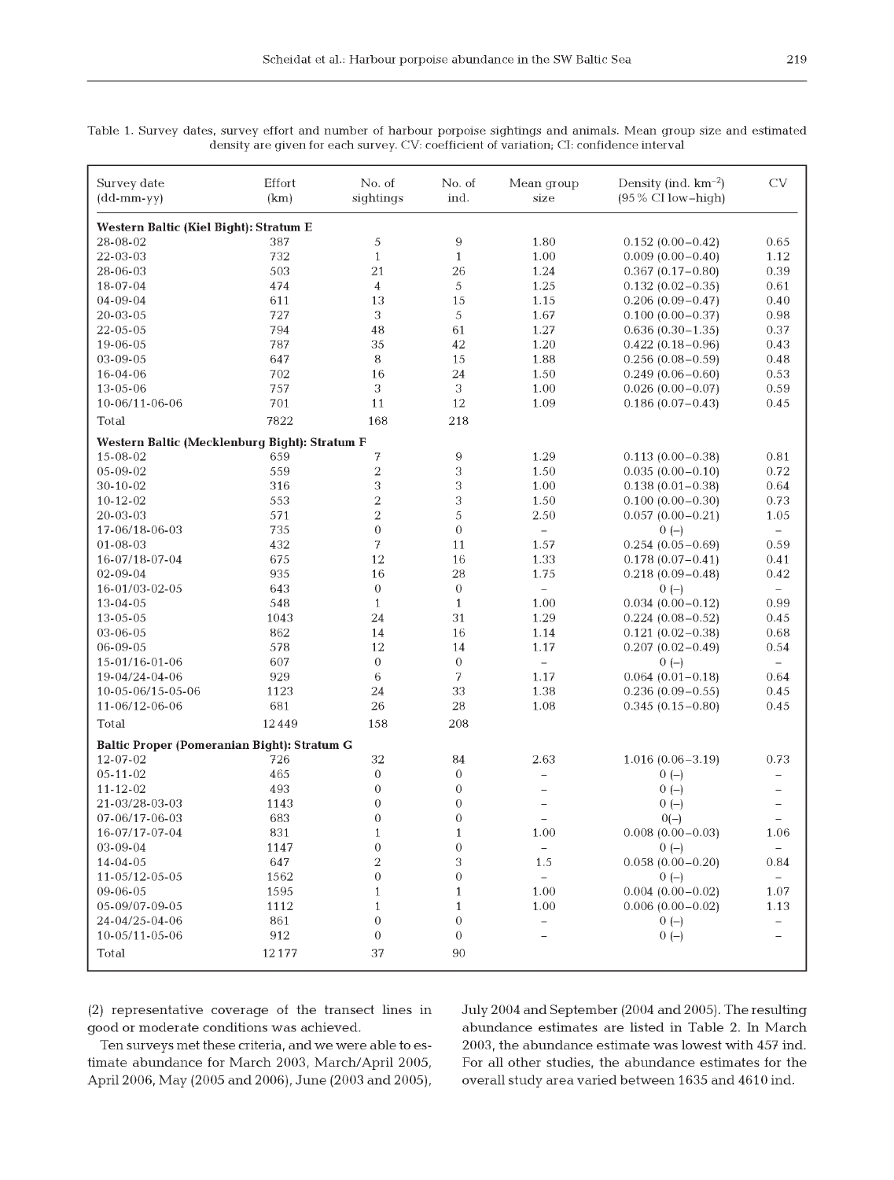Table 1. Survey dates, survey effort and number of harbour porpoise sightings and animals. Mean group size and estimated density are given for each survey. CV: coefficient of variation; CI: confidence interval

| Survey date (dd-mm-yy) | Effort (km) | No. of sightings | No. of ind. | Mean group size | Density (ind. km$^{-2}$) (95% CI low–high) | CV |
|---|---|---|---|---|---|---|
| **Western Baltic (Kiel Bight): Stratum E** | | | | | | |
| 28-08-02 | 387 | 5 | 9 | 1.80 | 0.152 (0.00–0.42) | 0.65 |
| 22-03-03 | 732 | 1 | 1 | 1.00 | 0.009 (0.00–0.40) | 1.12 |
| 28-06-03 | 503 | 21 | 26 | 1.24 | 0.367 (0.17–0.80) | 0.39 |
| 18-07-04 | 474 | 4 | 5 | 1.25 | 0.132 (0.02–0.35) | 0.61 |
| 04-09-04 | 611 | 13 | 15 | 1.15 | 0.206 (0.09–0.47) | 0.40 |
| 20-03-05 | 727 | 3 | 5 | 1.67 | 0.100 (0.00–0.37) | 0.98 |
| 22-05-05 | 794 | 48 | 61 | 1.27 | 0.636 (0.30–1.35) | 0.37 |
| 19-06-05 | 787 | 35 | 42 | 1.20 | 0.422 (0.18–0.96) | 0.43 |
| 03-09-05 | 647 | 8 | 15 | 1.88 | 0.256 (0.08–0.59) | 0.48 |
| 16-04-06 | 702 | 16 | 24 | 1.50 | 0.249 (0.06–0.60) | 0.53 |
| 13-05-06 | 757 | 3 | 3 | 1.00 | 0.026 (0.00–0.07) | 0.59 |
| 10-06/11-06-06 | 701 | 11 | 12 | 1.09 | 0.186 (0.07–0.43) | 0.45 |
| Total | 7822 | 168 | 218 | | | |
| **Western Baltic (Mecklenburg Bight): Stratum F** | | | | | | |
| 15-08-02 | 659 | 7 | 9 | 1.29 | 0.113 (0.00–0.38) | 0.81 |
| 05-09-02 | 559 | 2 | 3 | 1.50 | 0.035 (0.00–0.10) | 0.72 |
| 30-10-02 | 316 | 3 | 3 | 1.00 | 0.138 (0.01–0.38) | 0.64 |
| 10-12-02 | 553 | 2 | 3 | 1.50 | 0.100 (0.00–0.30) | 0.73 |
| 20-03-03 | 571 | 2 | 5 | 2.50 | 0.057 (0.00–0.21) | 1.05 |
| 17-06/18-06-03 | 735 | 0 | 0 | – | 0 (–) | – |
| 01-08-03 | 432 | 7 | 11 | 1.57 | 0.254 (0.05–0.69) | 0.59 |
| 16-07/18-07-04 | 675 | 12 | 16 | 1.33 | 0.178 (0.07–0.41) | 0.41 |
| 02-09-04 | 935 | 16 | 28 | 1.75 | 0.218 (0.09–0.48) | 0.42 |
| 16-01/03-02-05 | 643 | 0 | 0 | – | 0 (–) | – |
| 13-04-05 | 548 | 1 | 1 | 1.00 | 0.034 (0.00–0.12) | 0.99 |
| 13-05-05 | 1043 | 24 | 31 | 1.29 | 0.224 (0.08–0.52) | 0.45 |
| 03-06-05 | 862 | 14 | 16 | 1.14 | 0.121 (0.02–0.38) | 0.68 |
| 06-09-05 | 578 | 12 | 14 | 1.17 | 0.207 (0.02–0.49) | 0.54 |
| 15-01/16-01-06 | 607 | 0 | 0 | – | 0 (–) | – |
| 19-04/24-04-06 | 929 | 6 | 7 | 1.17 | 0.064 (0.01–0.18) | 0.64 |
| 10-05-06/15-05-06 | 1123 | 24 | 33 | 1.38 | 0.236 (0.09–0.55) | 0.45 |
| 11-06/12-06-06 | 681 | 26 | 28 | 1.08 | 0.345 (0.15–0.80) | 0.45 |
| Total | 12449 | 158 | 208 | | | |
| **Baltic Proper (Pomeranian Bight): Stratum G** | | | | | | |
| 12-07-02 | 726 | 32 | 84 | 2.63 | 1.016 (0.06–3.19) | 0.73 |
| 05-11-02 | 465 | 0 | 0 | – | 0 (–) | – |
| 11-12-02 | 493 | 0 | 0 | – | 0 (–) | – |
| 21-03/28-03-03 | 1143 | 0 | 0 | – | 0 (–) | – |
| 07-06/17-06-03 | 683 | 0 | 0 | – | 0(–) | – |
| 16-07/17-07-04 | 831 | 1 | 1 | 1.00 | 0.008 (0.00–0.03) | 1.06 |
| 03-09-04 | 1147 | 0 | 0 | – | 0 (–) | – |
| 14-04-05 | 647 | 2 | 3 | 1.5 | 0.058 (0.00–0.20) | 0.84 |
| 11-05/12-05-05 | 1562 | 0 | 0 | – | 0 (–) | – |
| 09-06-05 | 1595 | 1 | 1 | 1.00 | 0.004 (0.00–0.02) | 1.07 |
| 05-09/07-09-05 | 1112 | 1 | 1 | 1.00 | 0.006 (0.00–0.02) | 1.13 |
| 24-04/25-04-06 | 861 | 0 | 0 | – | 0 (–) | – |
| 10-05/11-05-06 | 912 | 0 | 0 | – | 0 (–) | – |
| Total | 12177 | 37 | 90 | | | |

(2) representative coverage of the transect lines in good or moderate conditions was achieved.

Ten surveys met these criteria, and we were able to estimate abundance for March 2003, March/April 2005, April 2006, May (2005 and 2006), June (2003 and 2005), July 2004 and September (2004 and 2005). The resulting abundance estimates are listed in Table 2. In March 2003, the abundance estimate was lowest with 457 ind. For all other studies, the abundance estimates for the overall study area varied between 1635 and 4610 ind.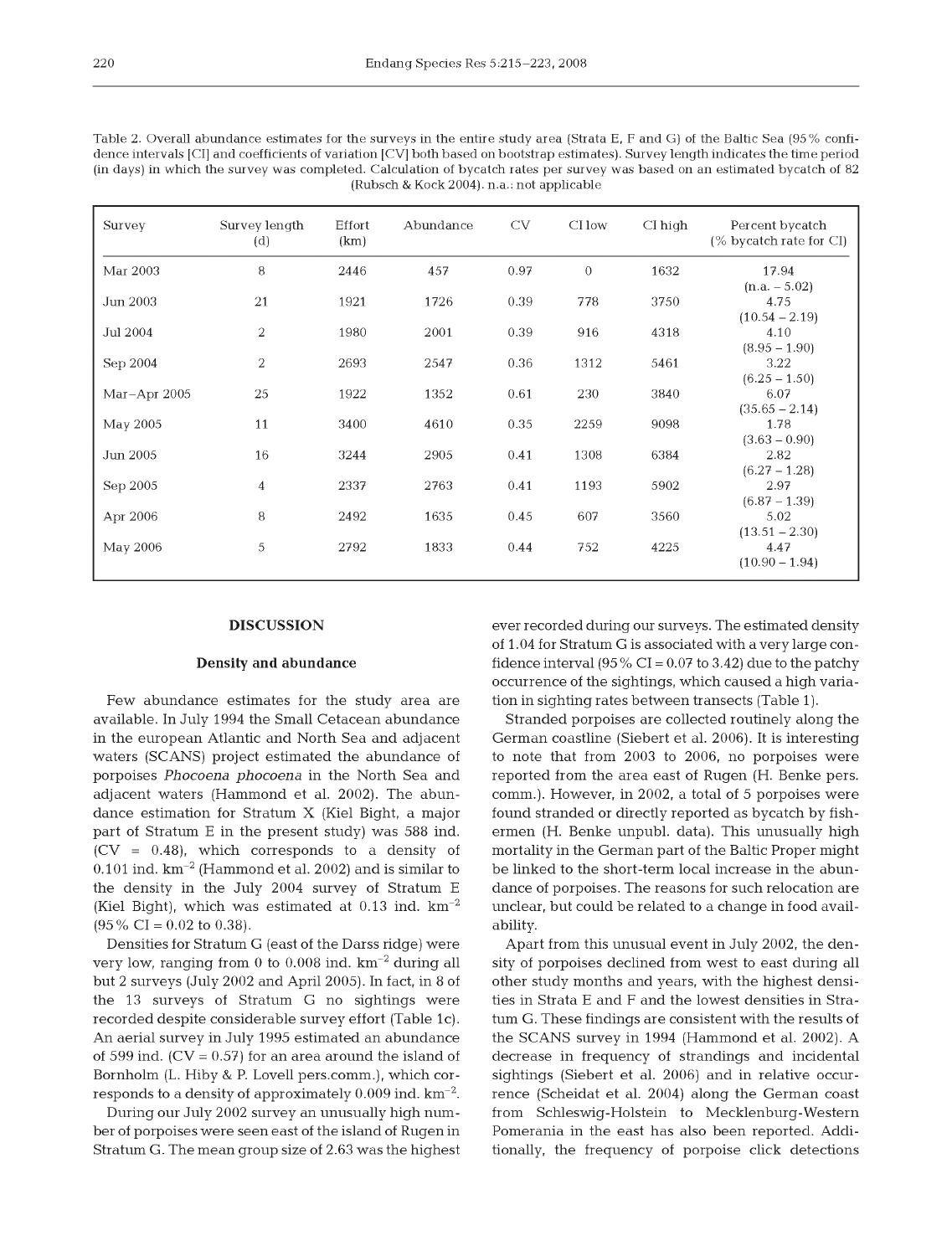Table 2. Overall abundance estimates for the surveys in the entire study area (Strata E, F and G) of the Baltic Sea (95% confidence intervals [CI] and coefficients of variation [CV] both based on bootstrap estimates). Survey length indicates the time period (in days) in which the survey was completed. Calculation of bycatch rates per survey was based on an estimated bycatch of 82 (Rubsch & Kock 2004). n.a.: not applicable

| Survey | Survey length (d) | Effort (km) | Abundance | CV | CI low | CI high | Percent bycatch (% bycatch rate for CI) |
|---|---|---|---|---|---|---|---|
| Mar 2003 | 8 | 2446 | 457 | 0.97 | 0 | 1632 | 17.94 (n.a. – 5.02) |
| Jun 2003 | 21 | 1921 | 1726 | 0.39 | 778 | 3750 | 4.75 (10.54 – 2.19) |
| Jul 2004 | 2 | 1980 | 2001 | 0.39 | 916 | 4318 | 4.10 (8.95 – 1.90) |
| Sep 2004 | 2 | 2693 | 2547 | 0.36 | 1312 | 5461 | 3.22 (6.25 – 1.50) |
| Mar–Apr 2005 | 25 | 1922 | 1352 | 0.61 | 230 | 3840 | 6.07 (35.65 – 2.14) |
| May 2005 | 11 | 3400 | 4610 | 0.35 | 2259 | 9098 | 1.78 (3.63 – 0.90) |
| Jun 2005 | 16 | 3244 | 2905 | 0.41 | 1308 | 6384 | 2.82 (6.27 – 1.28) |
| Sep 2005 | 4 | 2337 | 2763 | 0.41 | 1193 | 5902 | 2.97 (6.87 – 1.39) |
| Apr 2006 | 8 | 2492 | 1635 | 0.45 | 607 | 3560 | 5.02 (13.51 – 2.30) |
| May 2006 | 5 | 2792 | 1833 | 0.44 | 752 | 4225 | 4.47 (10.90 – 1.94) |

## DISCUSSION

### Density and abundance

Few abundance estimates for the study area are available. In July 1994 the Small Cetacean abundance in the european Atlantic and North Sea and adjacent waters (SCANS) project estimated the abundance of porpoises *Phocoena phocoena* in the North Sea and adjacent waters (Hammond et al. 2002). The abundance estimation for Stratum X (Kiel Bight, a major part of Stratum E in the present study) was 588 ind. (CV = 0.48), which corresponds to a density of 0.101 ind. $km^{-2}$ (Hammond et al. 2002) and is similar to the density in the July 2004 survey of Stratum E (Kiel Bight), which was estimated at 0.13 ind. $km^{-2}$ (95% CI = 0.02 to 0.38).

Densities for Stratum G (east of the Darss ridge) were very low, ranging from 0 to 0.008 ind. $km^{-2}$ during all but 2 surveys (July 2002 and April 2005). In fact, in 8 of the 13 surveys of Stratum G no sightings were recorded despite considerable survey effort (Table 1c). An aerial survey in July 1995 estimated an abundance of 599 ind. (CV = 0.57) for an area around the island of Bornholm (L. Hiby & P. Lovell pers.comm.), which corresponds to a density of approximately 0.009 ind. $km^{-2}$.

During our July 2002 survey an unusually high number of porpoises were seen east of the island of Rugen in Stratum G. The mean group size of 2.63 was the highest ever recorded during our surveys. The estimated density of 1.04 for Stratum G is associated with a very large confidence interval (95% CI = 0.07 to 3.42) due to the patchy occurrence of the sightings, which caused a high variation in sighting rates between transects (Table 1).

Stranded porpoises are collected routinely along the German coastline (Siebert et al. 2006). It is interesting to note that from 2003 to 2006, no porpoises were reported from the area east of Rugen (H. Benke pers. comm.). However, in 2002, a total of 5 porpoises were found stranded or directly reported as bycatch by fishermen (H. Benke unpubl. data). This unusually high mortality in the German part of the Baltic Proper might be linked to the short-term local increase in the abundance of porpoises. The reasons for such relocation are unclear, but could be related to a change in food availability.

Apart from this unusual event in July 2002, the density of porpoises declined from west to east during all other study months and years, with the highest densities in Strata E and F and the lowest densities in Stratum G. These findings are consistent with the results of the SCANS survey in 1994 (Hammond et al. 2002). A decrease in frequency of strandings and incidental sightings (Siebert et al. 2006) and in relative occurrence (Scheidat et al. 2004) along the German coast from Schleswig-Holstein to Mecklenburg-Western Pomerania in the east has also been reported. Additionally, the frequency of porpoise click detections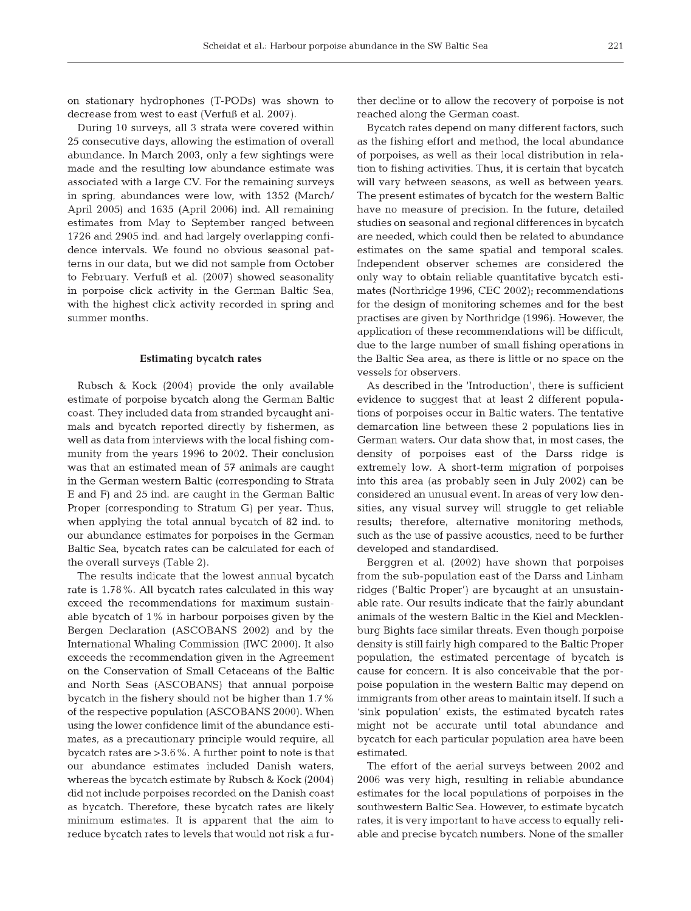on stationary hydrophones (T-PODs) was shown to decrease from west to east (Verfuß et al. 2007).

During 10 surveys, all 3 strata were covered within 25 consecutive days, allowing the estimation of overall abundance. In March 2003, only a few sightings were made and the resulting low abundance estimate was associated with a large CV. For the remaining surveys in spring, abundances were low, with 1352 (March/April 2005) and 1635 (April 2006) ind. All remaining estimates from May to September ranged between 1726 and 2905 ind. and had largely overlapping confidence intervals. We found no obvious seasonal patterns in our data, but we did not sample from October to February. Verfuß et al. (2007) showed seasonality in porpoise click activity in the German Baltic Sea, with the highest click activity recorded in spring and summer months.

### Estimating bycatch rates

Rubsch & Kock (2004) provide the only available estimate of porpoise bycatch along the German Baltic coast. They included data from stranded bycaught animals and bycatch reported directly by fishermen, as well as data from interviews with the local fishing community from the years 1996 to 2002. Their conclusion was that an estimated mean of 57 animals are caught in the German western Baltic (corresponding to Strata E and F) and 25 ind. are caught in the German Baltic Proper (corresponding to Stratum G) per year. Thus, when applying the total annual bycatch of 82 ind. to our abundance estimates for porpoises in the German Baltic Sea, bycatch rates can be calculated for each of the overall surveys (Table 2).

The results indicate that the lowest annual bycatch rate is 1.78%. All bycatch rates calculated in this way exceed the recommendations for maximum sustainable bycatch of 1% in harbour porpoises given by the Bergen Declaration (ASCOBANS 2002) and by the International Whaling Commission (IWC 2000). It also exceeds the recommendation given in the Agreement on the Conservation of Small Cetaceans of the Baltic and North Seas (ASCOBANS) that annual porpoise bycatch in the fishery should not be higher than 1.7% of the respective population (ASCOBANS 2000). When using the lower confidence limit of the abundance estimates, as a precautionary principle would require, all bycatch rates are >3.6%. A further point to note is that our abundance estimates included Danish waters, whereas the bycatch estimate by Rubsch & Kock (2004) did not include porpoises recorded on the Danish coast as bycatch. Therefore, these bycatch rates are likely minimum estimates. It is apparent that the aim to reduce bycatch rates to levels that would not risk a further decline or to allow the recovery of porpoise is not reached along the German coast.

Bycatch rates depend on many different factors, such as the fishing effort and method, the local abundance of porpoises, as well as their local distribution in relation to fishing activities. Thus, it is certain that bycatch will vary between seasons, as well as between years. The present estimates of bycatch for the western Baltic have no measure of precision. In the future, detailed studies on seasonal and regional differences in bycatch are needed, which could then be related to abundance estimates on the same spatial and temporal scales. Independent observer schemes are considered the only way to obtain reliable quantitative bycatch estimates (Northridge 1996, CEC 2002); recommendations for the design of monitoring schemes and for the best practises are given by Northridge (1996). However, the application of these recommendations will be difficult, due to the large number of small fishing operations in the Baltic Sea area, as there is little or no space on the vessels for observers.

As described in the 'Introduction', there is sufficient evidence to suggest that at least 2 different populations of porpoises occur in Baltic waters. The tentative demarcation line between these 2 populations lies in German waters. Our data show that, in most cases, the density of porpoises east of the Darss ridge is extremely low. A short-term migration of porpoises into this area (as probably seen in July 2002) can be considered an unusual event. In areas of very low densities, any visual survey will struggle to get reliable results; therefore, alternative monitoring methods, such as the use of passive acoustics, need to be further developed and standardised.

Berggren et al. (2002) have shown that porpoises from the sub-population east of the Darss and Linham ridges ('Baltic Proper') are bycaught at an unsustainable rate. Our results indicate that the fairly abundant animals of the western Baltic in the Kiel and Mecklenburg Bights face similar threats. Even though porpoise density is still fairly high compared to the Baltic Proper population, the estimated percentage of bycatch is cause for concern. It is also conceivable that the porpoise population in the western Baltic may depend on immigrants from other areas to maintain itself. If such a 'sink population' exists, the estimated bycatch rates might not be accurate until total abundance and bycatch for each particular population area have been estimated.

The effort of the aerial surveys between 2002 and 2006 was very high, resulting in reliable abundance estimates for the local populations of porpoises in the southwestern Baltic Sea. However, to estimate bycatch rates, it is very important to have access to equally reliable and precise bycatch numbers. None of the smaller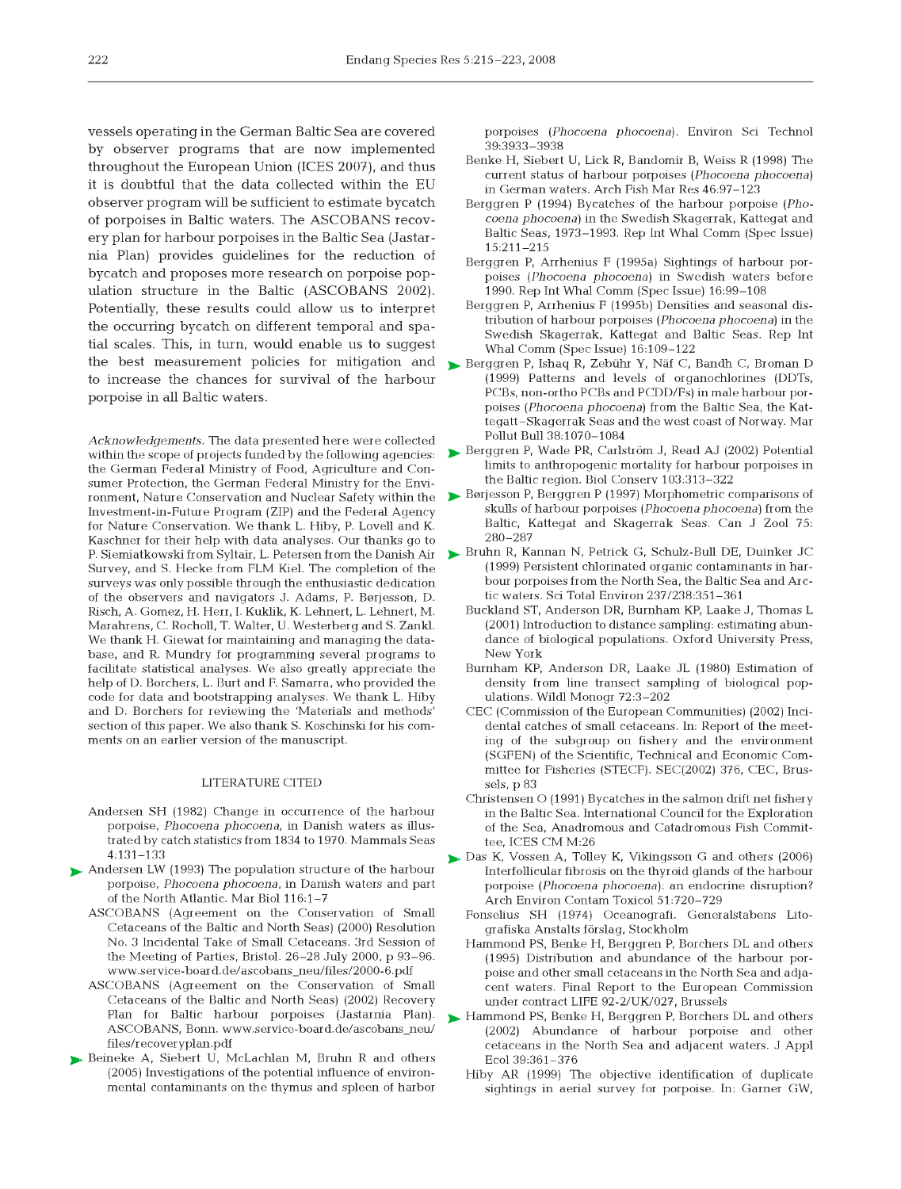vessels operating in the German Baltic Sea are covered by observer programs that are now implemented throughout the European Union (ICES 2007), and thus it is doubtful that the data collected within the EU observer program will be sufficient to estimate bycatch of porpoises in Baltic waters. The ASCOBANS recovery plan for harbour porpoises in the Baltic Sea (Jastarnia Plan) provides guidelines for the reduction of bycatch and proposes more research on porpoise population structure in the Baltic (ASCOBANS 2002). Potentially, these results could allow us to interpret the occurring bycatch on different temporal and spatial scales. This, in turn, would enable us to suggest the best measurement policies for mitigation and to increase the chances for survival of the harbour porpoise in all Baltic waters.

*Acknowledgements.* The data presented here were collected within the scope of projects funded by the following agencies: the German Federal Ministry of Food, Agriculture and Consumer Protection, the German Federal Ministry for the Environment, Nature Conservation and Nuclear Safety within the Investment-in-Future Program (ZIP) and the Federal Agency for Nature Conservation. We thank L. Hiby, P. Lovell and K. Kaschner for their help with data analyses. Our thanks go to P. Siemiatkowski from Syltair, L. Petersen from the Danish Air Survey, and S. Hecke from FLM Kiel. The completion of the surveys was only possible through the enthusiastic dedication of the observers and navigators J. Adams, P. Børjesson, D. Risch, A. Gomez, H. Herr, I. Kuklik, K. Lehnert, L. Lehnert, M. Marahrens, C. Rocholl, T. Walter, U. Westerberg and S. Zankl. We thank H. Giewat for maintaining and managing the database, and R. Mundry for programming several programs to facilitate statistical analyses. We also greatly appreciate the help of D. Borchers, L. Burt and F. Samarra, who provided the code for data and bootstrapping analyses. We thank L. Hiby and D. Borchers for reviewing the 'Materials and methods' section of this paper. We also thank S. Koschinski for his comments on an earlier version of the manuscript.

## LITERATURE CITED

Andersen SH (1982) Change in occurrence of the harbour porpoise, *Phocoena phocoena*, in Danish waters as illustrated by catch statistics from 1834 to 1970. Mammals Seas 4:131–133

Andersen LW (1993) The population structure of the harbour porpoise, *Phocoena phocoena*, in Danish waters and part of the North Atlantic. Mar Biol 116:1–7

ASCOBANS (Agreement on the Conservation of Small Cetaceans of the Baltic and North Seas) (2000) Resolution No. 3 Incidental Take of Small Cetaceans. 3rd Session of the Meeting of Parties, Bristol. 26–28 July 2000, p 93–96. www.service-board.de/ascobans_neu/files/2000-6.pdf

ASCOBANS (Agreement on the Conservation of Small Cetaceans of the Baltic and North Seas) (2002) Recovery Plan for Baltic harbour porpoises (Jastarnia Plan). ASCOBANS, Bonn. www.service-board.de/ascobans_neu/files/recoveryplan.pdf

Beineke A, Siebert U, McLachlan M, Bruhn R and others (2005) Investigations of the potential influence of environmental contaminants on the thymus and spleen of harbor porpoises (*Phocoena phocoena*). Environ Sci Technol 39:3933–3938

Benke H, Siebert U, Lick R, Bandomir B, Weiss R (1998) The current status of harbour porpoises (*Phocoena phocoena*) in German waters. Arch Fish Mar Res 46:97–123

Berggren P (1994) Bycatches of the harbour porpoise (*Phocoena phocoena*) in the Swedish Skagerrak, Kattegat and Baltic Seas, 1973–1993. Rep Int Whal Comm (Spec Issue) 15:211–215

Berggren P, Arrhenius F (1995a) Sightings of harbour porpoises (*Phocoena phocoena*) in Swedish waters before 1990. Rep Int Whal Comm (Spec Issue) 16:99–108

Berggren P, Arrhenius F (1995b) Densities and seasonal distribution of harbour porpoises (*Phocoena phocoena*) in the Swedish Skagerrak, Kattegat and Baltic Seas. Rep Int Whal Comm (Spec Issue) 16:109–122

Berggren P, Ishaq R, Zebühr Y, Näf C, Bandh C, Broman D (1999) Patterns and levels of organochlorines (DDTs, PCBs, non-ortho PCBs and PCDD/Fs) in male harbour porpoises (*Phocoena phocoena*) from the Baltic Sea, the Kattegatt–Skagerrak Seas and the west coast of Norway. Mar Pollut Bull 38:1070–1084

Berggren P, Wade PR, Carlström J, Read AJ (2002) Potential limits to anthropogenic mortality for harbour porpoises in the Baltic region. Biol Conserv 103:313–322

Børjesson P, Berggren P (1997) Morphometric comparisons of skulls of harbour porpoises (*Phocoena phocoena*) from the Baltic, Kattegat and Skagerrak Seas. Can J Zool 75: 280–287

Bruhn R, Kannan N, Petrick G, Schulz-Bull DE, Duinker JC (1999) Persistent chlorinated organic contaminants in harbour porpoises from the North Sea, the Baltic Sea and Arctic waters. Sci Total Environ 237/238:351–361

Buckland ST, Anderson DR, Burnham KP, Laake J, Thomas L (2001) Introduction to distance sampling: estimating abundance of biological populations. Oxford University Press, New York

Burnham KP, Anderson DR, Laake JL (1980) Estimation of density from line transect sampling of biological populations. Wildl Monogr 72:3–202

CEC (Commission of the European Communities) (2002) Incidental catches of small cetaceans. In: Report of the meeting of the subgroup on fishery and the environment (SGFEN) of the Scientific, Technical and Economic Committee for Fisheries (STECF). SEC(2002) 376, CEC, Brussels, p 83

Christensen O (1991) Bycatches in the salmon drift net fishery in the Baltic Sea. International Council for the Exploration of the Sea, Anadromous and Catadromous Fish Committee, ICES CM M:26

Das K, Vossen A, Tolley K, Vikingsson G and others (2006) Interfollicular fibrosis on the thyroid glands of the harbour porpoise (*Phocoena phocoena*): an endocrine disruption? Arch Environ Contam Toxicol 51:720–729

Fonselius SH (1974) Oceanografi. Generalstabens Litografiska Anstalts förslag, Stockholm

Hammond PS, Benke H, Berggren P, Borchers DL and others (1995) Distribution and abundance of the harbour porpoise and other small cetaceans in the North Sea and adjacent waters. Final Report to the European Commission under contract LIFE 92-2/UK/027, Brussels

Hammond PS, Benke H, Berggren P, Borchers DL and others (2002) Abundance of harbour porpoise and other cetaceans in the North Sea and adjacent waters. J Appl Ecol 39:361–376

Hiby AR (1999) The objective identification of duplicate sightings in aerial survey for porpoise. In: Garner GW,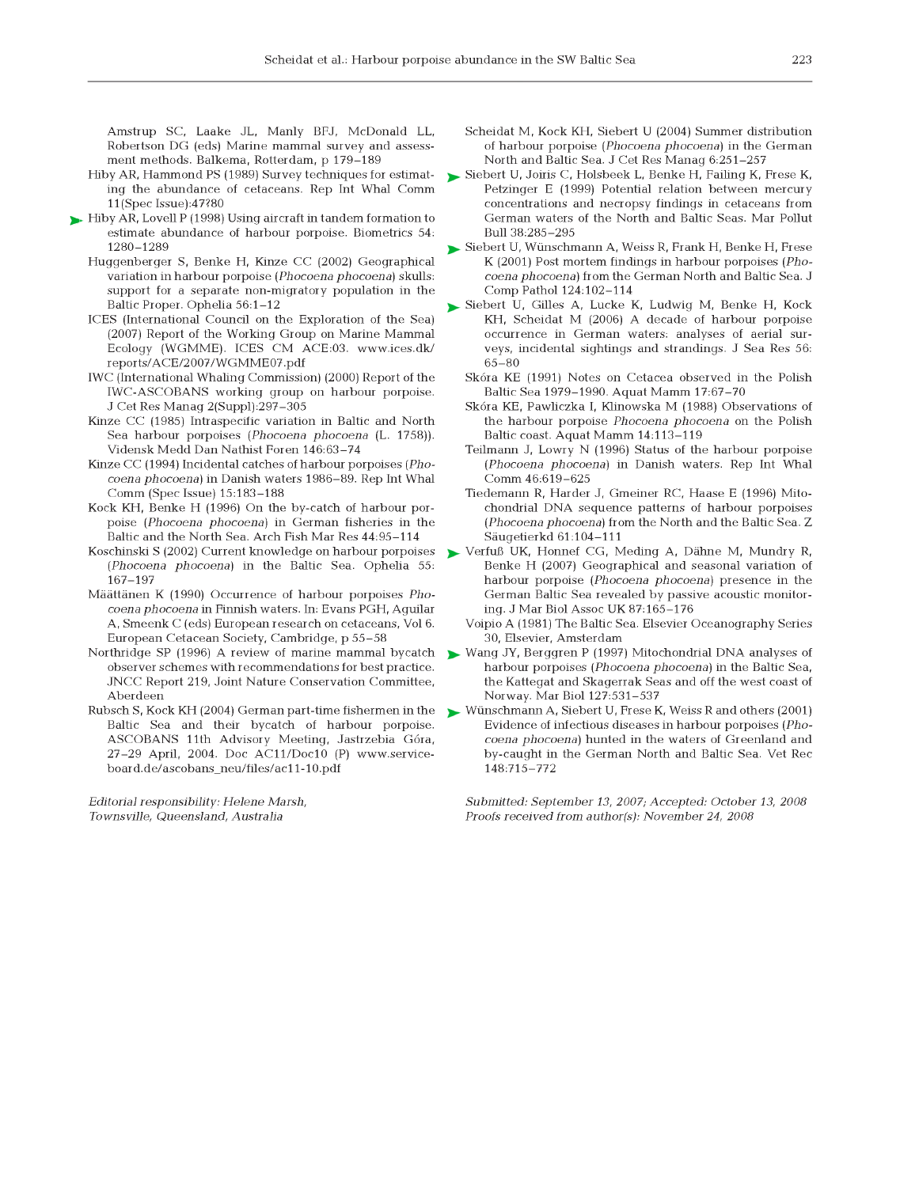Amstrup SC, Laake JL, Manly BFJ, McDonald LL, Robertson DG (eds) Marine mammal survey and assessment methods. Balkema, Rotterdam, p 179–189

Hiby AR, Hammond PS (1989) Survey techniques for estimating the abundance of cetaceans. Rep Int Whal Comm 11(Spec Issue):47?80

Hiby AR, Lovell P (1998) Using aircraft in tandem formation to estimate abundance of harbour porpoise. Biometrics 54: 1280–1289

Huggenberger S, Benke H, Kinze CC (2002) Geographical variation in harbour porpoise (*Phocoena phocoena*) skulls: support for a separate non-migratory population in the Baltic Proper. Ophelia 56:1–12

ICES (International Council on the Exploration of the Sea) (2007) Report of the Working Group on Marine Mammal Ecology (WGMME). ICES CM ACE:03. www.ices.dk/reports/ACE/2007/WGMME07.pdf

IWC (International Whaling Commission) (2000) Report of the IWC-ASCOBANS working group on harbour porpoise. J Cet Res Manag 2(Suppl):297–305

Kinze CC (1985) Intraspecific variation in Baltic and North Sea harbour porpoises (*Phocoena phocoena* (L. 1758)). Vidensk Medd Dan Nathist Foren 146:63–74

Kinze CC (1994) Incidental catches of harbour porpoises (*Phocoena phocoena*) in Danish waters 1986–89. Rep Int Whal Comm (Spec Issue) 15:183–188

Kock KH, Benke H (1996) On the by-catch of harbour porpoise (*Phocoena phocoena*) in German fisheries in the Baltic and the North Sea. Arch Fish Mar Res 44:95–114

Koschinski S (2002) Current knowledge on harbour porpoises (*Phocoena phocoena*) in the Baltic Sea. Ophelia 55: 167–197

Määttänen K (1990) Occurrence of harbour porpoises *Phocoena phocoena* in Finnish waters. In: Evans PGH, Aguilar A, Smeenk C (eds) European research on cetaceans, Vol 6. European Cetacean Society, Cambridge, p 55–58

Northridge SP (1996) A review of marine mammal bycatch observer schemes with recommendations for best practice. JNCC Report 219, Joint Nature Conservation Committee, Aberdeen

Rubsch S, Kock KH (2004) German part-time fishermen in the Baltic Sea and their bycatch of harbour porpoise. ASCOBANS 11th Advisory Meeting, Jastrzebia Góra, 27–29 April, 2004. Doc AC11/Doc10 (P) www.service-board.de/ascobans_neu/files/ac11-10.pdf

Scheidat M, Kock KH, Siebert U (2004) Summer distribution of harbour porpoise (*Phocoena phocoena*) in the German North and Baltic Sea. J Cet Res Manag 6:251–257

Siebert U, Joiris C, Holsbeek L, Benke H, Failing K, Frese K, Petzinger E (1999) Potential relation between mercury concentrations and necropsy findings in cetaceans from German waters of the North and Baltic Seas. Mar Pollut Bull 38:285–295

Siebert U, Wünschmann A, Weiss R, Frank H, Benke H, Frese K (2001) Post mortem findings in harbour porpoises (*Phocoena phocoena*) from the German North and Baltic Sea. J Comp Pathol 124:102–114

Siebert U, Gilles A, Lucke K, Ludwig M, Benke H, Kock KH, Scheidat M (2006) A decade of harbour porpoise occurrence in German waters: analyses of aerial surveys, incidental sightings and strandings. J Sea Res 56: 65–80

Skóra KE (1991) Notes on Cetacea observed in the Polish Baltic Sea 1979–1990. Aquat Mamm 17:67–70

Skóra KE, Pawliczka I, Klinowska M (1988) Observations of the harbour porpoise *Phocoena phocoena* on the Polish Baltic coast. Aquat Mamm 14:113–119

Teilmann J, Lowry N (1996) Status of the harbour porpoise (*Phocoena phocoena*) in Danish waters. Rep Int Whal Comm 46:619–625

Tiedemann R, Harder J, Gmeiner RC, Haase E (1996) Mitochondrial DNA sequence patterns of harbour porpoises (*Phocoena phocoena*) from the North and the Baltic Sea. Z Säugetierkd 61:104–111

Verfuß UK, Honnef CG, Meding A, Dähne M, Mundry R, Benke H (2007) Geographical and seasonal variation of harbour porpoise (*Phocoena phocoena*) presence in the German Baltic Sea revealed by passive acoustic monitoring. J Mar Biol Assoc UK 87:165–176

Voipio A (1981) The Baltic Sea. Elsevier Oceanography Series 30, Elsevier, Amsterdam

Wang JY, Berggren P (1997) Mitochondrial DNA analyses of harbour porpoises (*Phocoena phocoena*) in the Baltic Sea, the Kattegat and Skagerrak Seas and off the west coast of Norway. Mar Biol 127:531–537

Wünschmann A, Siebert U, Frese K, Weiss R and others (2001) Evidence of infectious diseases in harbour porpoises (*Phocoena phocoena*) hunted in the waters of Greenland and by-caught in the German North and Baltic Sea. Vet Rec 148:715–772

*Editorial responsibility: Helene Marsh, Townsville, Queensland, Australia*

*Submitted: September 13, 2007; Accepted: October 13, 2008*
*Proofs received from author(s): November 24, 2008*